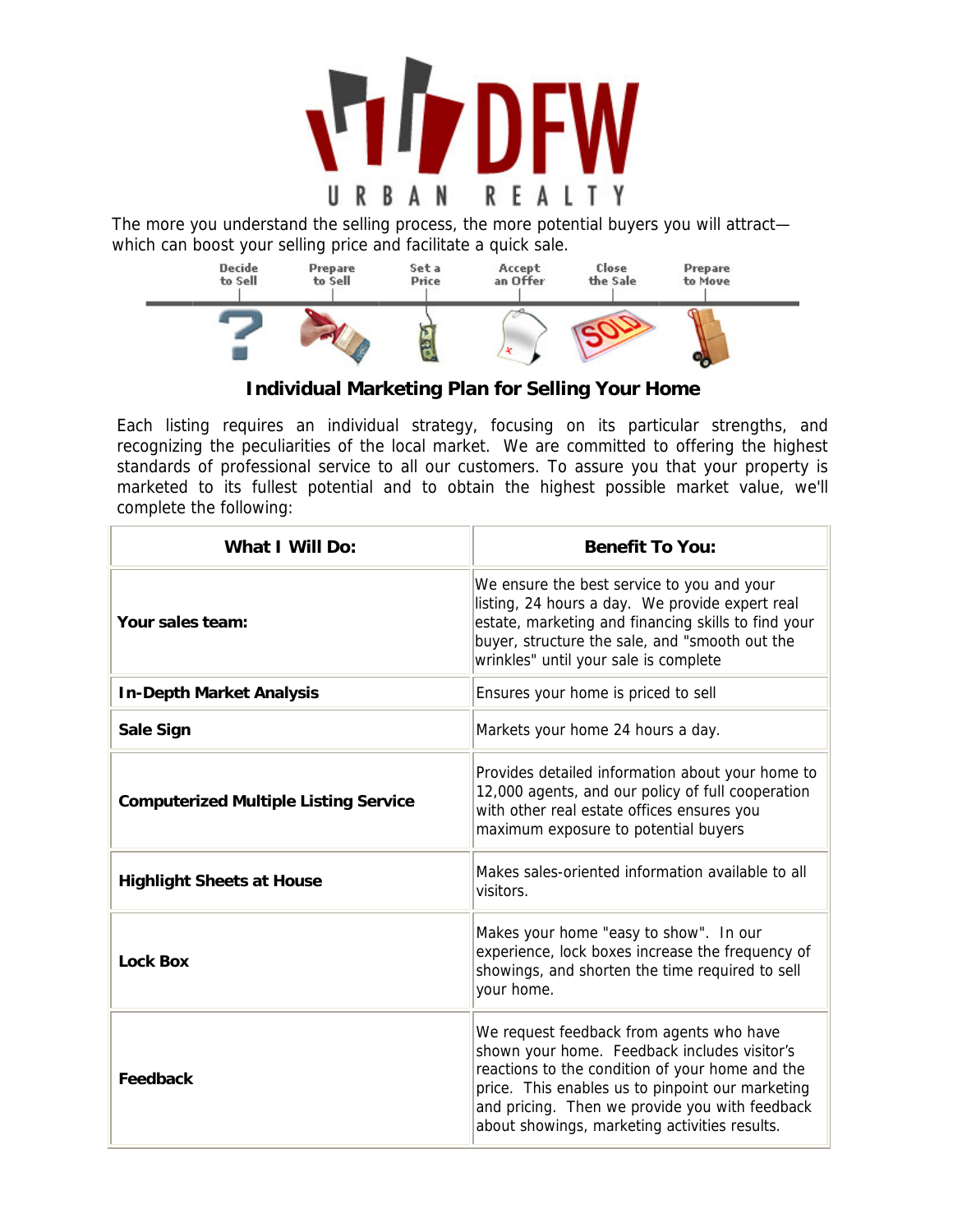DFW URBAN REALTY

The more you understand the selling process, the more potential buyers you will attract—which can boost your selling price and facilitate a quick sale.

Decide to Sell | Prepare to Sell | Set a Price | Accept an Offer | Close the Sale | Prepare to Move

## Individual Marketing Plan for Selling Your Home

Each listing requires an individual strategy, focusing on its particular strengths, and recognizing the peculiarities of the local market. We are committed to offering the highest standards of professional service to all our customers. To assure you that your property is marketed to its fullest potential and to obtain the highest possible market value, we'll complete the following:

| What I Will Do: | Benefit To You: |
|---|---|
| **Your sales team:** | We ensure the best service to you and your listing, 24 hours a day. We provide expert real estate, marketing and financing skills to find your buyer, structure the sale, and "smooth out the wrinkles" until your sale is complete |
| **In-Depth Market Analysis** | Ensures your home is priced to sell |
| **Sale Sign** | Markets your home 24 hours a day. |
| **Computerized Multiple Listing Service** | Provides detailed information about your home to 12,000 agents, and our policy of full cooperation with other real estate offices ensures you maximum exposure to potential buyers |
| **Highlight Sheets at House** | Makes sales-oriented information available to all visitors. |
| **Lock Box** | Makes your home "easy to show". In our experience, lock boxes increase the frequency of showings, and shorten the time required to sell your home. |
| **Feedback** | We request feedback from agents who have shown your home. Feedback includes visitor's reactions to the condition of your home and the price. This enables us to pinpoint our marketing and pricing. Then we provide you with feedback about showings, marketing activities results. |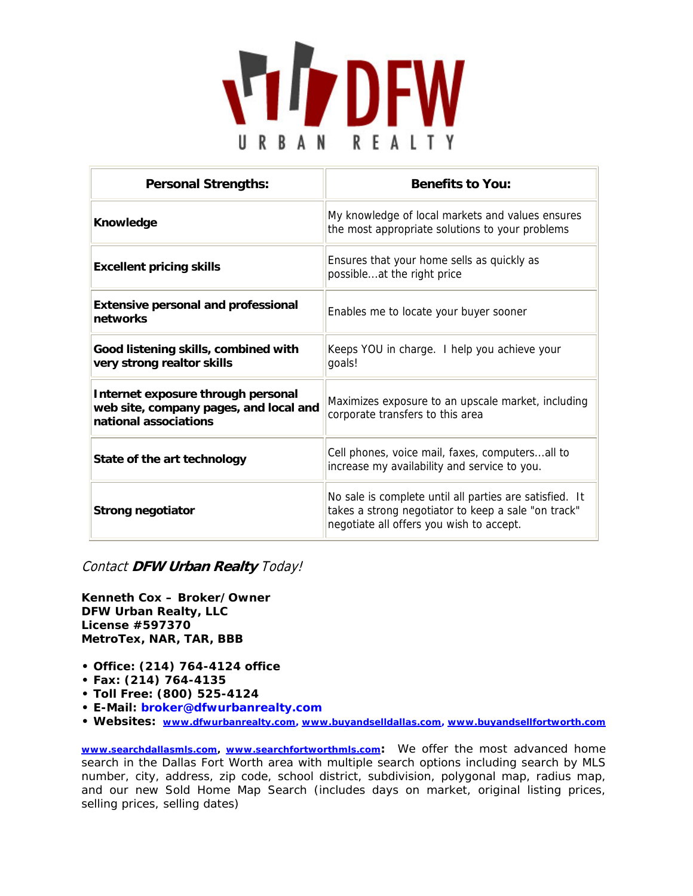# DFW URBAN REALTY

| Personal Strengths: | Benefits to You: |
|---|---|
| **Knowledge** | My knowledge of local markets and values ensures the most appropriate solutions to your problems |
| **Excellent pricing skills** | Ensures that your home sells as quickly as possible...at the right price |
| **Extensive personal and professional networks** | Enables me to locate your buyer sooner |
| **Good listening skills, combined with very strong realtor skills** | Keeps YOU in charge. I help you achieve your goals! |
| **Internet exposure through personal web site, company pages, and local and national associations** | Maximizes exposure to an upscale market, including corporate transfers to this area |
| **State of the art technology** | Cell phones, voice mail, faxes, computers...all to increase my availability and service to you. |
| **Strong negotiator** | No sale is complete until all parties are satisfied. It takes a strong negotiator to keep a sale "on track" negotiate all offers you wish to accept. |

*Contact **DFW Urban Realty** Today!*

**Kenneth Cox – Broker/Owner**
**DFW Urban Realty, LLC**
**License #597370**
**MetroTex, NAR, TAR, BBB**

- **Office: (214) 764-4124 office**
- **Fax: (214) 764-4135**
- **Toll Free: (800) 525-4124**
- **E-Mail: broker@dfwurbanrealty.com**
- **Websites: www.dfwurbanrealty.com, www.buyandselldallas.com, www.buyandsellfortworth.com**

**www.searchdallasmls.com, www.searchfortworthmls.com:** We offer the most advanced home search in the Dallas Fort Worth area with multiple search options including search by MLS number, city, address, zip code, school district, subdivision, polygonal map, radius map, and our new Sold Home Map Search (includes days on market, original listing prices, selling prices, selling dates)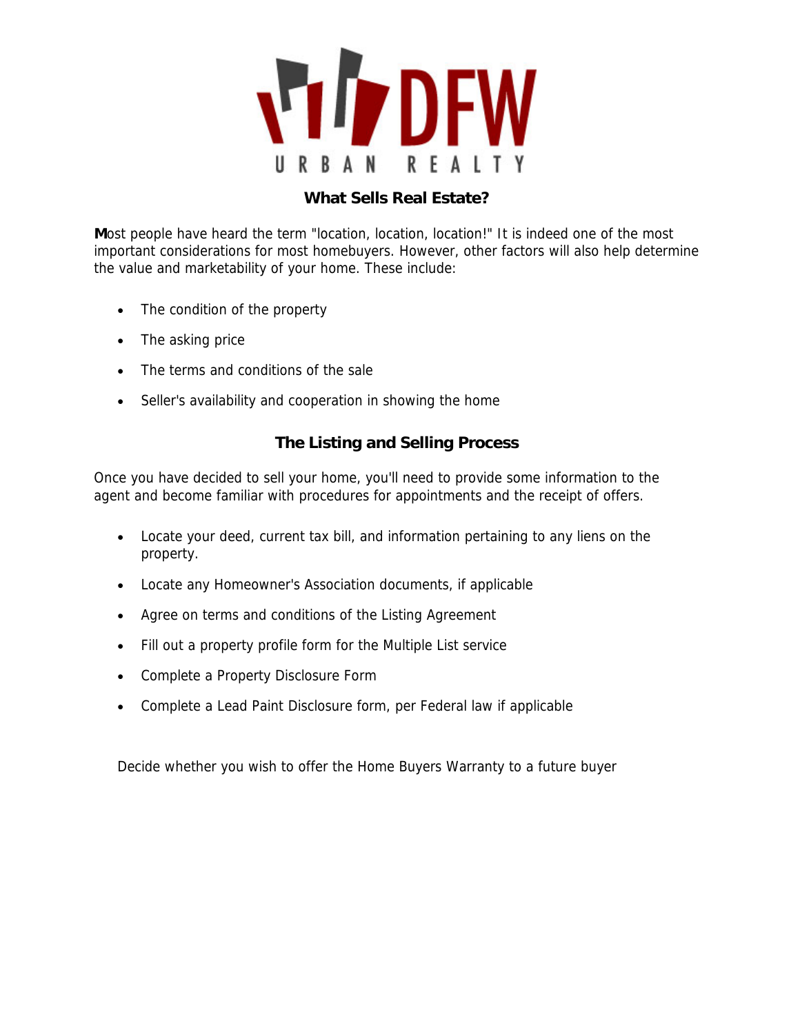## What Sells Real Estate?

**M**ost people have heard the term "location, location, location!" It is indeed one of the most important considerations for most homebuyers. However, other factors will also help determine the value and marketability of your home. These include:

- The condition of the property
- The asking price
- The terms and conditions of the sale
- Seller's availability and cooperation in showing the home

## The Listing and Selling Process

Once you have decided to sell your home, you'll need to provide some information to the agent and become familiar with procedures for appointments and the receipt of offers.

- Locate your deed, current tax bill, and information pertaining to any liens on the property.
- Locate any Homeowner's Association documents, if applicable
- Agree on terms and conditions of the Listing Agreement
- Fill out a property profile form for the Multiple List service
- Complete a Property Disclosure Form
- Complete a Lead Paint Disclosure form, per Federal law if applicable

Decide whether you wish to offer the Home Buyers Warranty to a future buyer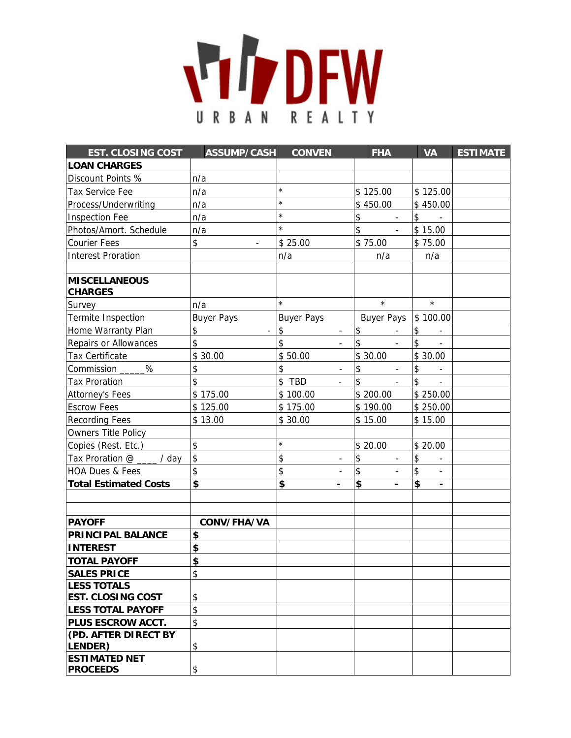# DFW URBAN REALTY

| EST. CLOSING COST | ASSUMP/CASH | CONVEN | FHA | VA | ESTIMATE |
|---|---|---|---|---|---|
| **LOAN CHARGES** | | | | | |
| Discount Points % | n/a | | | | |
| Tax Service Fee | n/a | * | $ 125.00 | $ 125.00 | |
| Process/Underwriting | n/a | * | $ 450.00 | $ 450.00 | |
| Inspection Fee | n/a | * | $ - | $ - | |
| Photos/Amort. Schedule | n/a | * | $ - | $ 15.00 | |
| Courier Fees | $ - | $ 25.00 | $ 75.00 | $ 75.00 | |
| Interest Proration | | n/a | n/a | n/a | |
| | | | | | |
| **MISCELLANEOUS CHARGES** | | | | | |
| Survey | n/a | * | * | * | |
| Termite Inspection | Buyer Pays | Buyer Pays | Buyer Pays | $ 100.00 | |
| Home Warranty Plan | $ - | $ - | $ - | $ - | |
| Repairs or Allowances | $ | $ - | $ - | $ - | |
| Tax Certificate | $ 30.00 | $ 50.00 | $ 30.00 | $ 30.00 | |
| Commission _____% | $ | $ - | $ - | $ - | |
| Tax Proration | $ | $ TBD - | $ - | $ - | |
| Attorney's Fees | $ 175.00 | $ 100.00 | $ 200.00 | $ 250.00 | |
| Escrow Fees | $ 125.00 | $ 175.00 | $ 190.00 | $ 250.00 | |
| Recording Fees | $ 13.00 | $ 30.00 | $ 15.00 | $ 15.00 | |
| Owners Title Policy | | | | | |
| Copies (Rest. Etc.) | $ | * | $ 20.00 | $ 20.00 | |
| Tax Proration @ ____ / day | $ | $ - | $ - | $ - | |
| HOA Dues & Fees | $ | $ - | $ - | $ - | |
| **Total Estimated Costs** | **$** | **$ -** | **$ -** | **$ -** | |
| | | | | | |
| | | | | | |
| **PAYOFF** | **CONV/FHA/VA** | | | | |
| **PRINCIPAL BALANCE** | **$** | | | | |
| **INTEREST** | **$** | | | | |
| **TOTAL PAYOFF** | **$** | | | | |
| **SALES PRICE** | $ | | | | |
| **LESS TOTALS EST. CLOSING COST** | $ | | | | |
| **LESS TOTAL PAYOFF** | $ | | | | |
| **PLUS ESCROW ACCT.** | $ | | | | |
| **(PD. AFTER DIRECT BY LENDER)** | $ | | | | |
| **ESTIMATED NET PROCEEDS** | $ | | | | |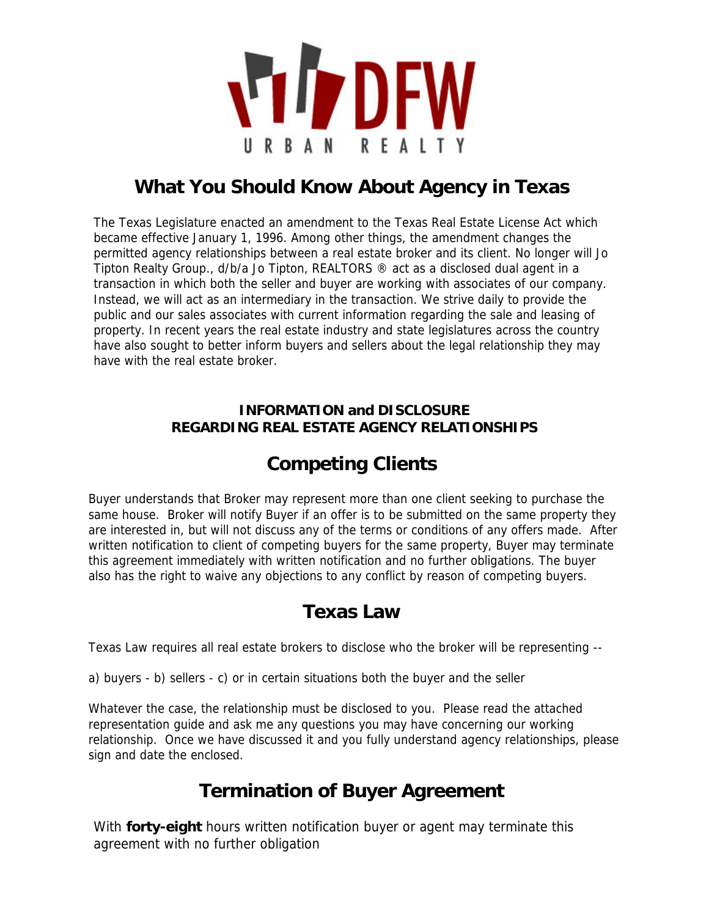# What You Should Know About Agency in Texas

The Texas Legislature enacted an amendment to the Texas Real Estate License Act which became effective January 1, 1996. Among other things, the amendment changes the permitted agency relationships between a real estate broker and its client. No longer will Jo Tipton Realty Group., d/b/a Jo Tipton, REALTORS ® act as a disclosed dual agent in a transaction in which both the seller and buyer are working with associates of our company. Instead, we will act as an intermediary in the transaction. We strive daily to provide the public and our sales associates with current information regarding the sale and leasing of property. In recent years the real estate industry and state legislatures across the country have also sought to better inform buyers and sellers about the legal relationship they may have with the real estate broker.

**INFORMATION and DISCLOSURE**
**REGARDING REAL ESTATE AGENCY RELATIONSHIPS**

## Competing Clients

Buyer understands that Broker may represent more than one client seeking to purchase the same house. Broker will notify Buyer if an offer is to be submitted on the same property they are interested in, but will not discuss any of the terms or conditions of any offers made. After written notification to client of competing buyers for the same property, Buyer may terminate this agreement immediately with written notification and no further obligations. The buyer also has the right to waive any objections to any conflict by reason of competing buyers.

## Texas Law

Texas Law requires all real estate brokers to disclose who the broker will be representing --

a) buyers - b) sellers - c) or in certain situations both the buyer and the seller

Whatever the case, the relationship must be disclosed to you. Please read the attached representation guide and ask me any questions you may have concerning our working relationship. Once we have discussed it and you fully understand agency relationships, please sign and date the enclosed.

## Termination of Buyer Agreement

With **forty-eight** hours written notification buyer or agent may terminate this agreement with no further obligation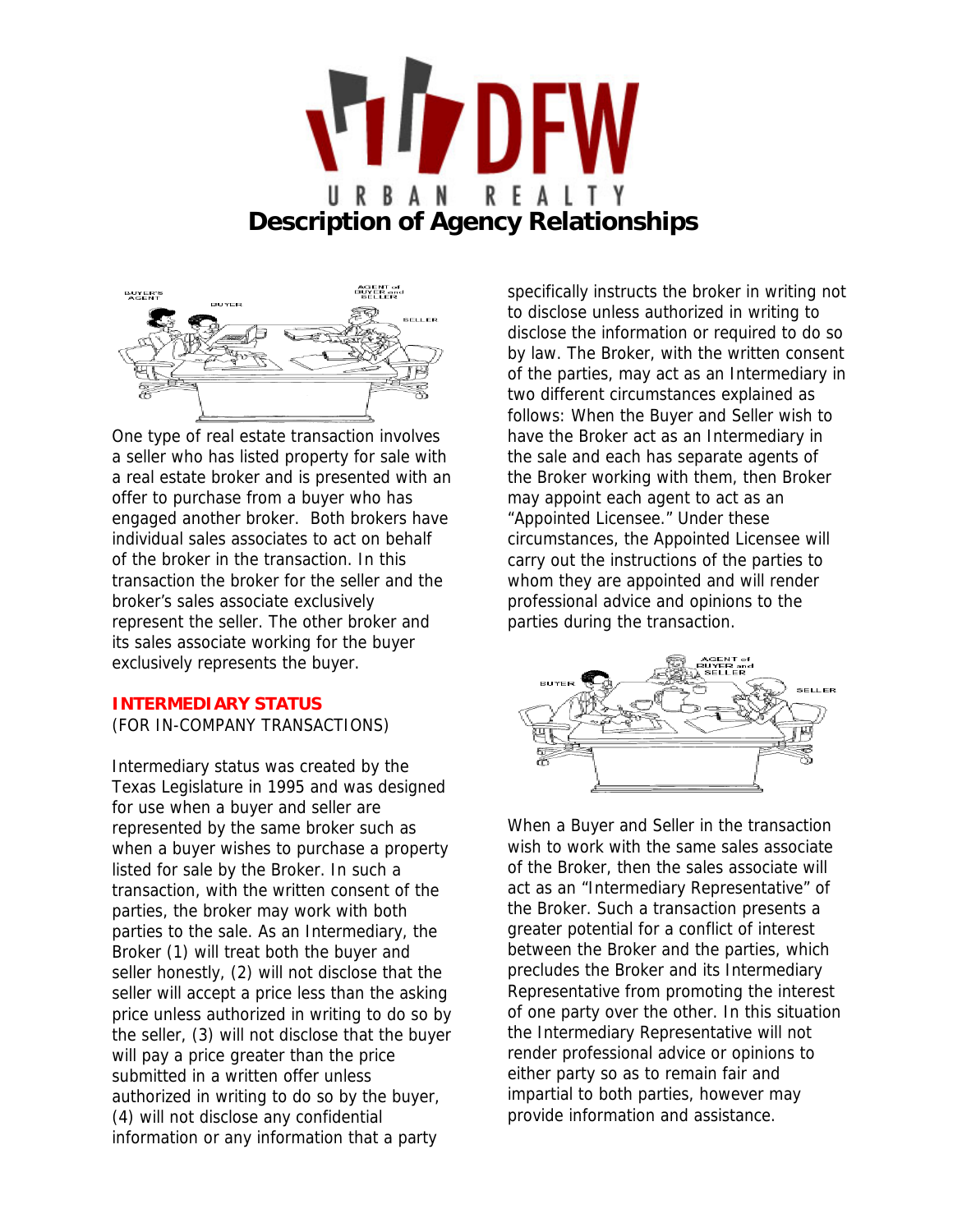# Description of Agency Relationships

One type of real estate transaction involves a seller who has listed property for sale with a real estate broker and is presented with an offer to purchase from a buyer who has engaged another broker. Both brokers have individual sales associates to act on behalf of the broker in the transaction. In this transaction the broker for the seller and the broker's sales associate exclusively represent the seller. The other broker and its sales associate working for the buyer exclusively represents the buyer.

## INTERMEDIARY STATUS

(FOR IN-COMPANY TRANSACTIONS)

Intermediary status was created by the Texas Legislature in 1995 and was designed for use when a buyer and seller are represented by the same broker such as when a buyer wishes to purchase a property listed for sale by the Broker. In such a transaction, with the written consent of the parties, the broker may work with both parties to the sale. As an Intermediary, the Broker (1) will treat both the buyer and seller honestly, (2) will not disclose that the seller will accept a price less than the asking price unless authorized in writing to do so by the seller, (3) will not disclose that the buyer will pay a price greater than the price submitted in a written offer unless authorized in writing to do so by the buyer, (4) will not disclose any confidential information or any information that a party specifically instructs the broker in writing not to disclose unless authorized in writing to disclose the information or required to do so by law. The Broker, with the written consent of the parties, may act as an Intermediary in two different circumstances explained as follows: When the Buyer and Seller wish to have the Broker act as an Intermediary in the sale and each has separate agents of the Broker working with them, then Broker may appoint each agent to act as an "Appointed Licensee." Under these circumstances, the Appointed Licensee will carry out the instructions of the parties to whom they are appointed and will render professional advice and opinions to the parties during the transaction.

When a Buyer and Seller in the transaction wish to work with the same sales associate of the Broker, then the sales associate will act as an "Intermediary Representative" of the Broker. Such a transaction presents a greater potential for a conflict of interest between the Broker and the parties, which precludes the Broker and its Intermediary Representative from promoting the interest of one party over the other. In this situation the Intermediary Representative will not render professional advice or opinions to either party so as to remain fair and impartial to both parties, however may provide information and assistance.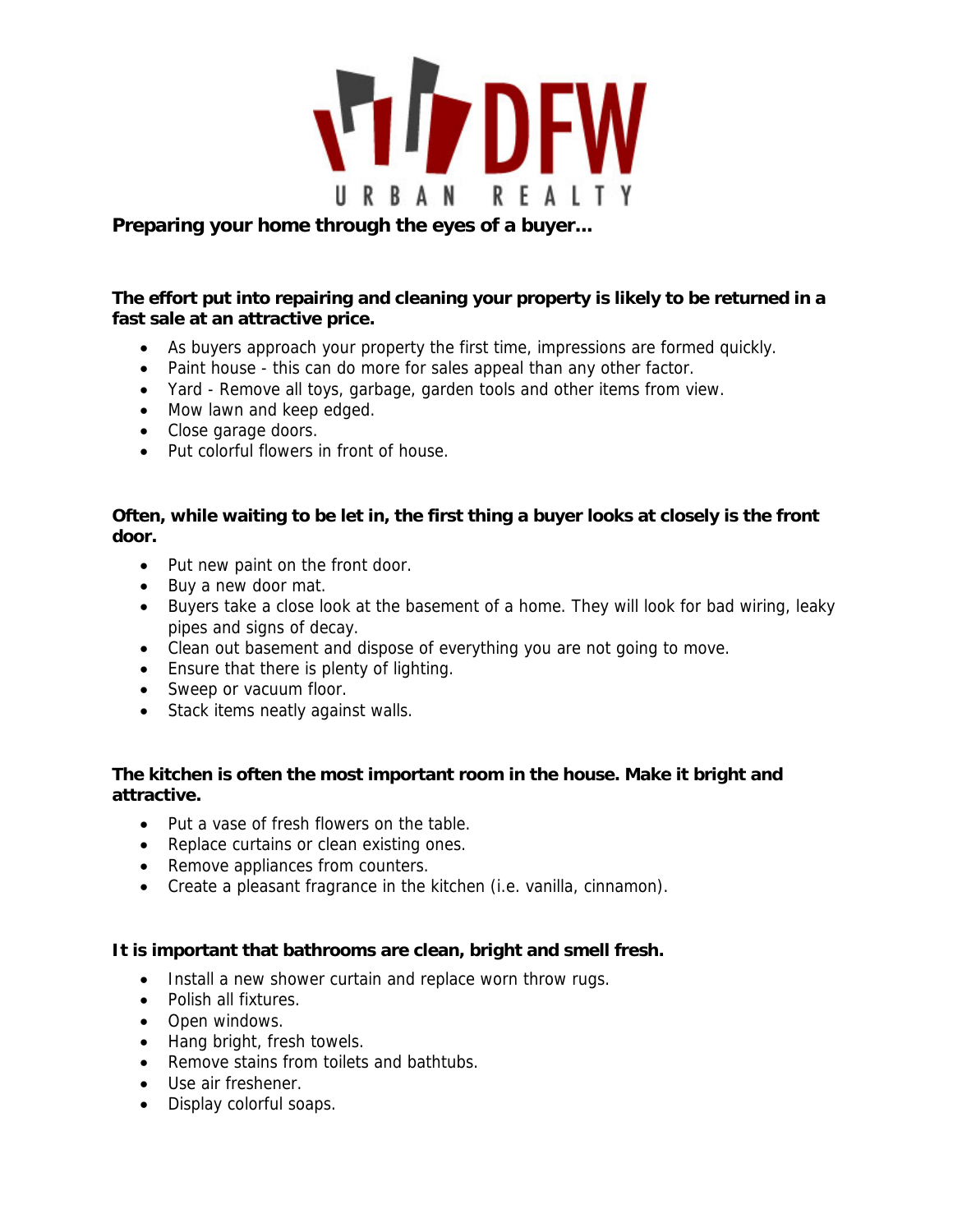DFW URBAN REALTY

**Preparing your home through the eyes of a buyer…**

**The effort put into repairing and cleaning your property is likely to be returned in a fast sale at an attractive price.**

- As buyers approach your property the first time, impressions are formed quickly.
- Paint house - this can do more for sales appeal than any other factor.
- Yard - Remove all toys, garbage, garden tools and other items from view.
- Mow lawn and keep edged.
- Close garage doors.
- Put colorful flowers in front of house.

**Often, while waiting to be let in, the first thing a buyer looks at closely is the front door.**

- Put new paint on the front door.
- Buy a new door mat.
- Buyers take a close look at the basement of a home. They will look for bad wiring, leaky pipes and signs of decay.
- Clean out basement and dispose of everything you are not going to move.
- Ensure that there is plenty of lighting.
- Sweep or vacuum floor.
- Stack items neatly against walls.

**The kitchen is often the most important room in the house. Make it bright and attractive.**

- Put a vase of fresh flowers on the table.
- Replace curtains or clean existing ones.
- Remove appliances from counters.
- Create a pleasant fragrance in the kitchen (i.e. vanilla, cinnamon).

**It is important that bathrooms are clean, bright and smell fresh.**

- Install a new shower curtain and replace worn throw rugs.
- Polish all fixtures.
- Open windows.
- Hang bright, fresh towels.
- Remove stains from toilets and bathtubs.
- Use air freshener.
- Display colorful soaps.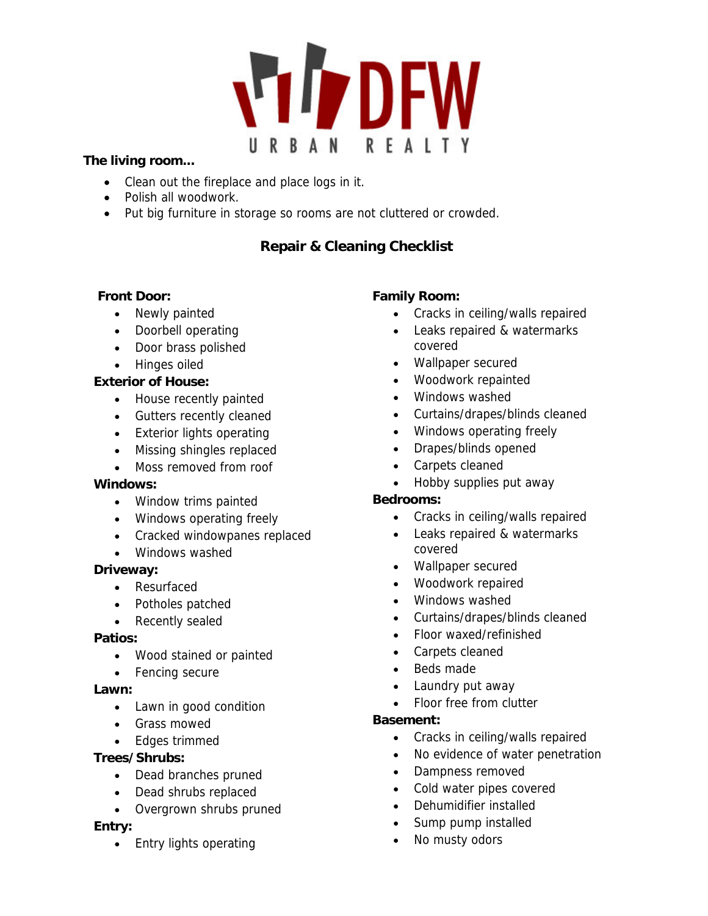**The living room…**

- Clean out the fireplace and place logs in it.
- Polish all woodwork.
- Put big furniture in storage so rooms are not cluttered or crowded.

## Repair & Cleaning Checklist

**Front Door:**

- Newly painted
- Doorbell operating
- Door brass polished
- Hinges oiled

**Exterior of House:**

- House recently painted
- Gutters recently cleaned
- Exterior lights operating
- Missing shingles replaced
- Moss removed from roof

**Windows:**

- Window trims painted
- Windows operating freely
- Cracked windowpanes replaced
- Windows washed

**Driveway:**

- Resurfaced
- Potholes patched
- Recently sealed

**Patios:**

- Wood stained or painted
- Fencing secure

**Lawn:**

- Lawn in good condition
- Grass mowed
- Edges trimmed

**Trees/Shrubs:**

- Dead branches pruned
- Dead shrubs replaced
- Overgrown shrubs pruned

**Entry:**

- Entry lights operating

**Family Room:**

- Cracks in ceiling/walls repaired
- Leaks repaired & watermarks covered
- Wallpaper secured
- Woodwork repainted
- Windows washed
- Curtains/drapes/blinds cleaned
- Windows operating freely
- Drapes/blinds opened
- Carpets cleaned
- Hobby supplies put away

**Bedrooms:**

- Cracks in ceiling/walls repaired
- Leaks repaired & watermarks covered
- Wallpaper secured
- Woodwork repaired
- Windows washed
- Curtains/drapes/blinds cleaned
- Floor waxed/refinished
- Carpets cleaned
- Beds made
- Laundry put away
- Floor free from clutter

**Basement:**

- Cracks in ceiling/walls repaired
- No evidence of water penetration
- Dampness removed
- Cold water pipes covered
- Dehumidifier installed
- Sump pump installed
- No musty odors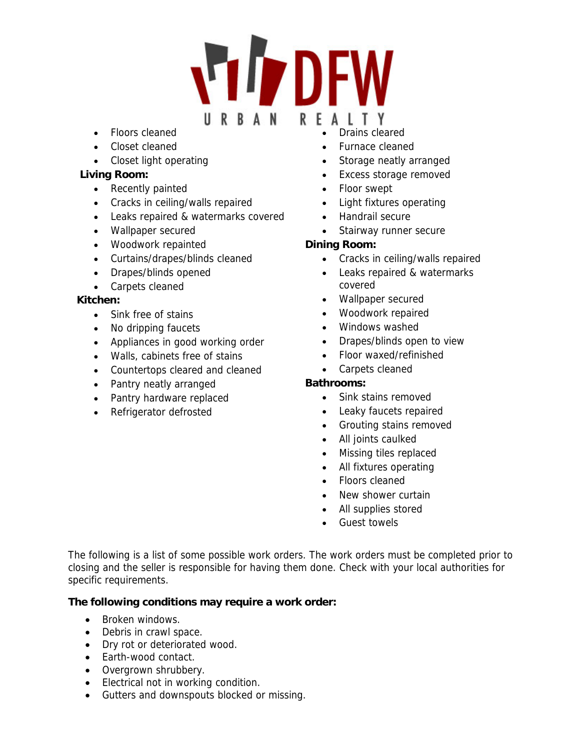- Floors cleaned
- Closet cleaned
- Closet light operating

**Living Room:**

- Recently painted
- Cracks in ceiling/walls repaired
- Leaks repaired & watermarks covered
- Wallpaper secured
- Woodwork repainted
- Curtains/drapes/blinds cleaned
- Drapes/blinds opened
- Carpets cleaned

**Kitchen:**

- Sink free of stains
- No dripping faucets
- Appliances in good working order
- Walls, cabinets free of stains
- Countertops cleared and cleaned
- Pantry neatly arranged
- Pantry hardware replaced
- Refrigerator defrosted

- Drains cleared
- Furnace cleaned
- Storage neatly arranged
- Excess storage removed
- Floor swept
- Light fixtures operating
- Handrail secure
- Stairway runner secure

**Dining Room:**

- Cracks in ceiling/walls repaired
- Leaks repaired & watermarks covered
- Wallpaper secured
- Woodwork repaired
- Windows washed
- Drapes/blinds open to view
- Floor waxed/refinished
- Carpets cleaned

**Bathrooms:**

- Sink stains removed
- Leaky faucets repaired
- Grouting stains removed
- All joints caulked
- Missing tiles replaced
- All fixtures operating
- Floors cleaned
- New shower curtain
- All supplies stored
- Guest towels

The following is a list of some possible work orders. The work orders must be completed prior to closing and the seller is responsible for having them done. Check with your local authorities for specific requirements.

**The following conditions may require a work order:**

- Broken windows.
- Debris in crawl space.
- Dry rot or deteriorated wood.
- Earth-wood contact.
- Overgrown shrubbery.
- Electrical not in working condition.
- Gutters and downspouts blocked or missing.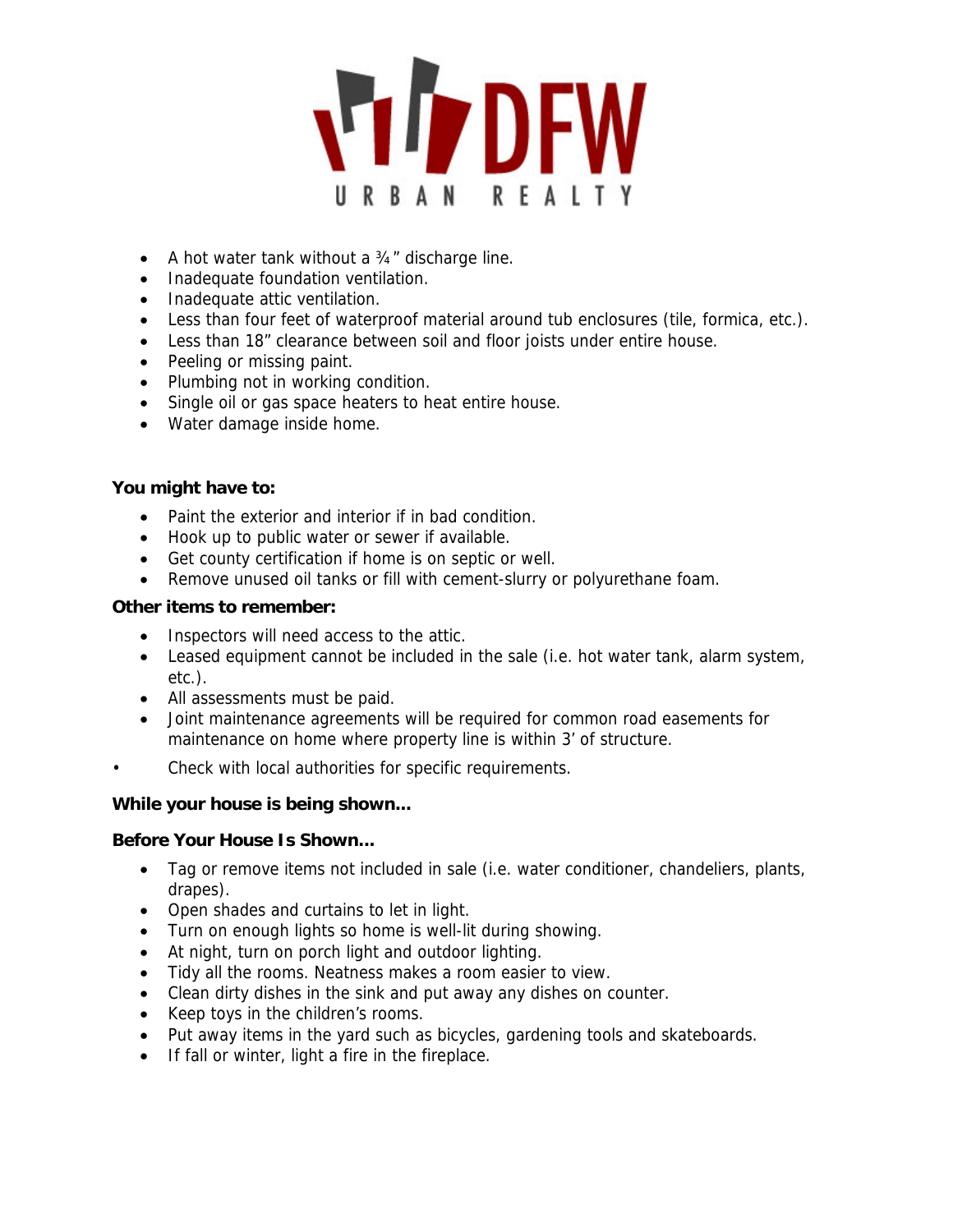- A hot water tank without a ¾" discharge line.
- Inadequate foundation ventilation.
- Inadequate attic ventilation.
- Less than four feet of waterproof material around tub enclosures (tile, formica, etc.).
- Less than 18" clearance between soil and floor joists under entire house.
- Peeling or missing paint.
- Plumbing not in working condition.
- Single oil or gas space heaters to heat entire house.
- Water damage inside home.

**You might have to:**

- Paint the exterior and interior if in bad condition.
- Hook up to public water or sewer if available.
- Get county certification if home is on septic or well.
- Remove unused oil tanks or fill with cement-slurry or polyurethane foam.

**Other items to remember:**

- Inspectors will need access to the attic.
- Leased equipment cannot be included in the sale (i.e. hot water tank, alarm system, etc.).
- All assessments must be paid.
- Joint maintenance agreements will be required for common road easements for maintenance on home where property line is within 3' of structure.
- Check with local authorities for specific requirements.

**While your house is being shown…**

**Before Your House Is Shown…**

- Tag or remove items not included in sale (i.e. water conditioner, chandeliers, plants, drapes).
- Open shades and curtains to let in light.
- Turn on enough lights so home is well-lit during showing.
- At night, turn on porch light and outdoor lighting.
- Tidy all the rooms. Neatness makes a room easier to view.
- Clean dirty dishes in the sink and put away any dishes on counter.
- Keep toys in the children's rooms.
- Put away items in the yard such as bicycles, gardening tools and skateboards.
- If fall or winter, light a fire in the fireplace.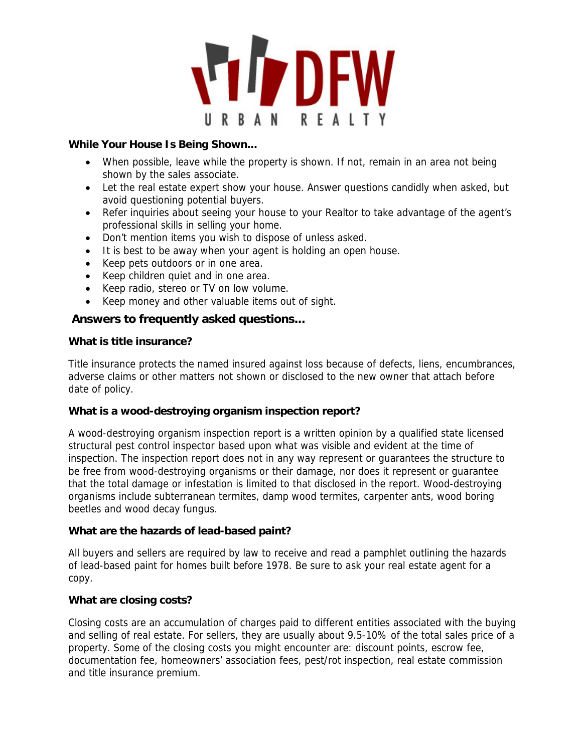DFW URBAN REALTY

**While Your House Is Being Shown…**

- When possible, leave while the property is shown. If not, remain in an area not being shown by the sales associate.
- Let the real estate expert show your house. Answer questions candidly when asked, but avoid questioning potential buyers.
- Refer inquiries about seeing your house to your Realtor to take advantage of the agent's professional skills in selling your home.
- Don't mention items you wish to dispose of unless asked.
- It is best to be away when your agent is holding an open house.
- Keep pets outdoors or in one area.
- Keep children quiet and in one area.
- Keep radio, stereo or TV on low volume.
- Keep money and other valuable items out of sight.

## Answers to frequently asked questions…

**What is title insurance?**

Title insurance protects the named insured against loss because of defects, liens, encumbrances, adverse claims or other matters not shown or disclosed to the new owner that attach before date of policy.

**What is a wood-destroying organism inspection report?**

A wood-destroying organism inspection report is a written opinion by a qualified state licensed structural pest control inspector based upon what was visible and evident at the time of inspection. The inspection report does not in any way represent or guarantees the structure to be free from wood-destroying organisms or their damage, nor does it represent or guarantee that the total damage or infestation is limited to that disclosed in the report. Wood-destroying organisms include subterranean termites, damp wood termites, carpenter ants, wood boring beetles and wood decay fungus.

**What are the hazards of lead-based paint?**

All buyers and sellers are required by law to receive and read a pamphlet outlining the hazards of lead-based paint for homes built before 1978. Be sure to ask your real estate agent for a copy.

**What are closing costs?**

Closing costs are an accumulation of charges paid to different entities associated with the buying and selling of real estate. For sellers, they are usually about 9.5-10% of the total sales price of a property. Some of the closing costs you might encounter are: discount points, escrow fee, documentation fee, homeowners' association fees, pest/rot inspection, real estate commission and title insurance premium.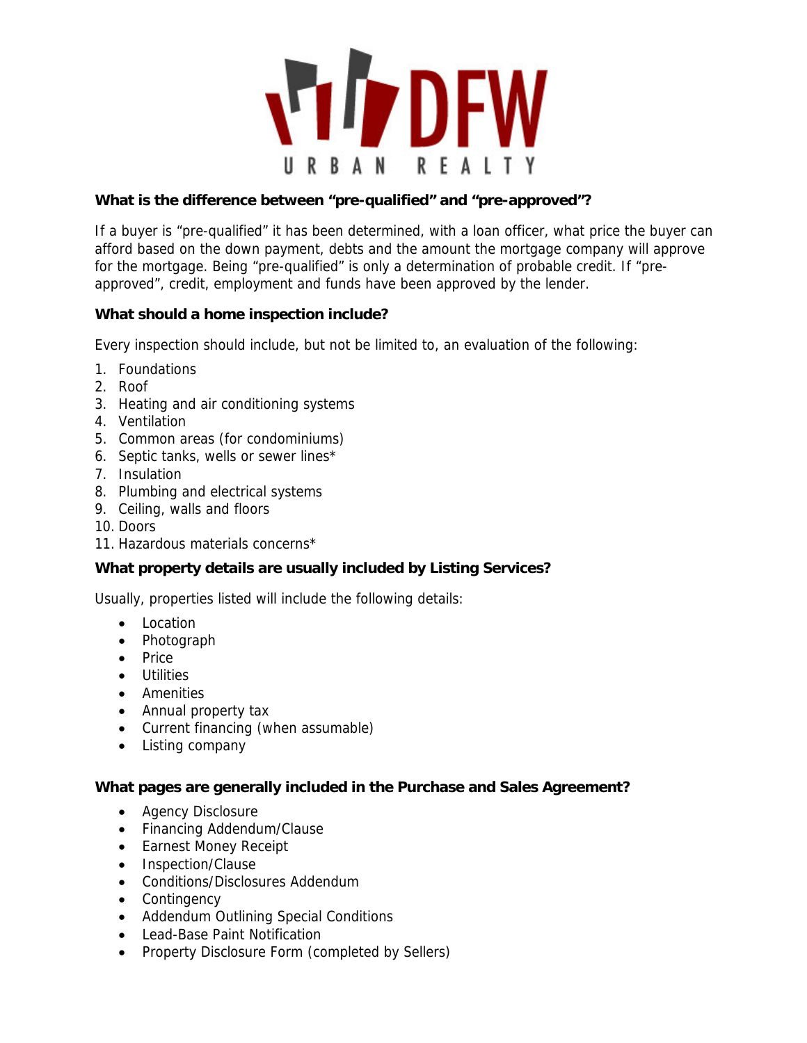**What is the difference between "pre-qualified" and "pre-approved"?**

If a buyer is "pre-qualified" it has been determined, with a loan officer, what price the buyer can afford based on the down payment, debts and the amount the mortgage company will approve for the mortgage. Being "pre-qualified" is only a determination of probable credit. If "pre-approved", credit, employment and funds have been approved by the lender.

**What should a home inspection include?**

Every inspection should include, but not be limited to, an evaluation of the following:

1. Foundations
2. Roof
3. Heating and air conditioning systems
4. Ventilation
5. Common areas (for condominiums)
6. Septic tanks, wells or sewer lines*
7. Insulation
8. Plumbing and electrical systems
9. Ceiling, walls and floors
10. Doors
11. Hazardous materials concerns*

**What property details are usually included by Listing Services?**

Usually, properties listed will include the following details:

- Location
- Photograph
- Price
- Utilities
- Amenities
- Annual property tax
- Current financing (when assumable)
- Listing company

**What pages are generally included in the Purchase and Sales Agreement?**

- Agency Disclosure
- Financing Addendum/Clause
- Earnest Money Receipt
- Inspection/Clause
- Conditions/Disclosures Addendum
- Contingency
- Addendum Outlining Special Conditions
- Lead-Base Paint Notification
- Property Disclosure Form (completed by Sellers)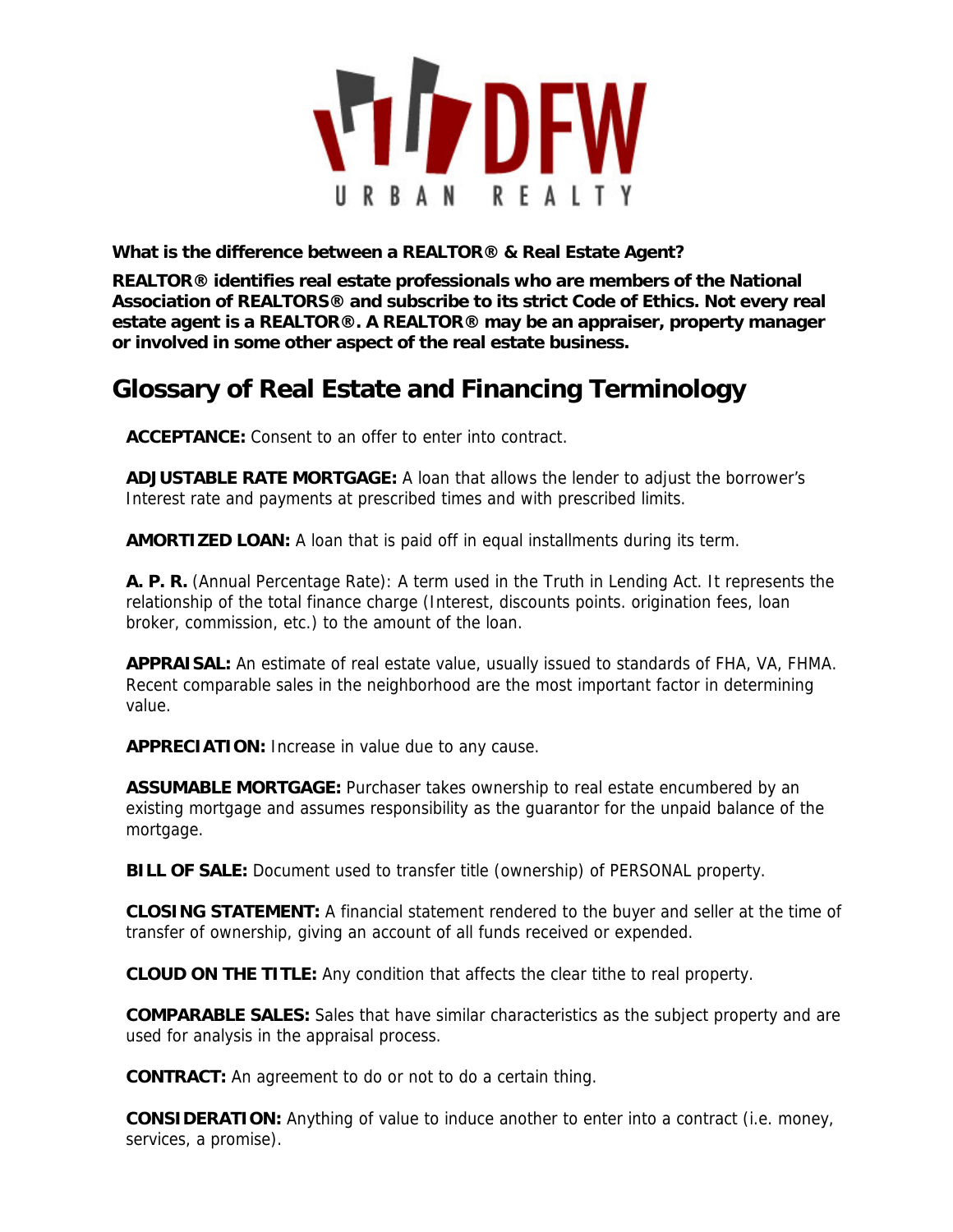**What is the difference between a REALTOR® & Real Estate Agent?**

**REALTOR® identifies real estate professionals who are members of the National Association of REALTORS® and subscribe to its strict Code of Ethics. Not every real estate agent is a REALTOR®. A REALTOR® may be an appraiser, property manager or involved in some other aspect of the real estate business.**

## Glossary of Real Estate and Financing Terminology

**ACCEPTANCE:** Consent to an offer to enter into contract.

**ADJUSTABLE RATE MORTGAGE:** A loan that allows the lender to adjust the borrower's Interest rate and payments at prescribed times and with prescribed limits.

**AMORTIZED LOAN:** A loan that is paid off in equal installments during its term.

**A. P. R.** (Annual Percentage Rate): A term used in the Truth in Lending Act. It represents the relationship of the total finance charge (Interest, discounts points. origination fees, loan broker, commission, etc.) to the amount of the loan.

**APPRAISAL:** An estimate of real estate value, usually issued to standards of FHA, VA, FHMA. Recent comparable sales in the neighborhood are the most important factor in determining value.

**APPRECIATION:** Increase in value due to any cause.

**ASSUMABLE MORTGAGE:** Purchaser takes ownership to real estate encumbered by an existing mortgage and assumes responsibility as the guarantor for the unpaid balance of the mortgage.

**BILL OF SALE:** Document used to transfer title (ownership) of PERSONAL property.

**CLOSING STATEMENT:** A financial statement rendered to the buyer and seller at the time of transfer of ownership, giving an account of all funds received or expended.

**CLOUD ON THE TITLE:** Any condition that affects the clear tithe to real property.

**COMPARABLE SALES:** Sales that have similar characteristics as the subject property and are used for analysis in the appraisal process.

**CONTRACT:** An agreement to do or not to do a certain thing.

**CONSIDERATION:** Anything of value to induce another to enter into a contract (i.e. money, services, a promise).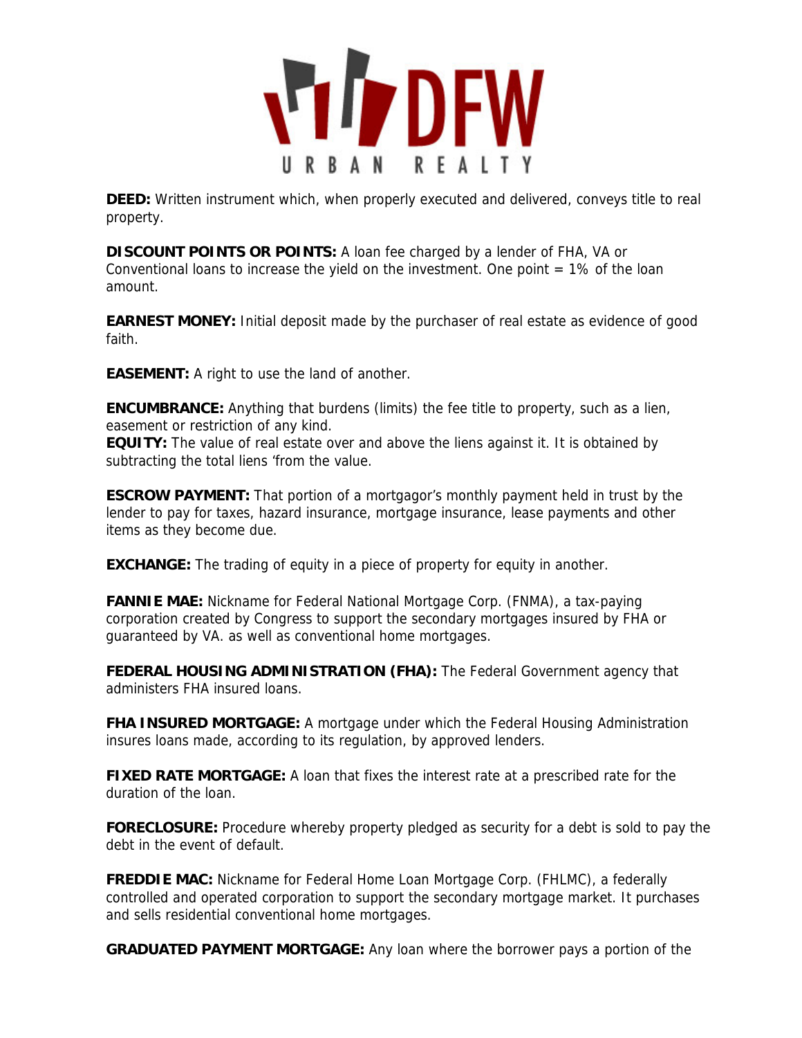**DEED:** Written instrument which, when properly executed and delivered, conveys title to real property.

**DISCOUNT POINTS OR POINTS:** A loan fee charged by a lender of FHA, VA or Conventional loans to increase the yield on the investment. One point = 1% of the loan amount.

**EARNEST MONEY:** Initial deposit made by the purchaser of real estate as evidence of good faith.

**EASEMENT:** A right to use the land of another.

**ENCUMBRANCE:** Anything that burdens (limits) the fee title to property, such as a lien, easement or restriction of any kind.

**EQUITY:** The value of real estate over and above the liens against it. It is obtained by subtracting the total liens 'from the value.

**ESCROW PAYMENT:** That portion of a mortgagor's monthly payment held in trust by the lender to pay for taxes, hazard insurance, mortgage insurance, lease payments and other items as they become due.

**EXCHANGE:** The trading of equity in a piece of property for equity in another.

**FANNIE MAE:** Nickname for Federal National Mortgage Corp. (FNMA), a tax-paying corporation created by Congress to support the secondary mortgages insured by FHA or guaranteed by VA. as well as conventional home mortgages.

**FEDERAL HOUSING ADMINISTRATION (FHA):** The Federal Government agency that administers FHA insured loans.

**FHA INSURED MORTGAGE:** A mortgage under which the Federal Housing Administration insures loans made, according to its regulation, by approved lenders.

**FIXED RATE MORTGAGE:** A loan that fixes the interest rate at a prescribed rate for the duration of the loan.

**FORECLOSURE:** Procedure whereby property pledged as security for a debt is sold to pay the debt in the event of default.

**FREDDIE MAC:** Nickname for Federal Home Loan Mortgage Corp. (FHLMC), a federally controlled and operated corporation to support the secondary mortgage market. It purchases and sells residential conventional home mortgages.

**GRADUATED PAYMENT MORTGAGE:** Any loan where the borrower pays a portion of the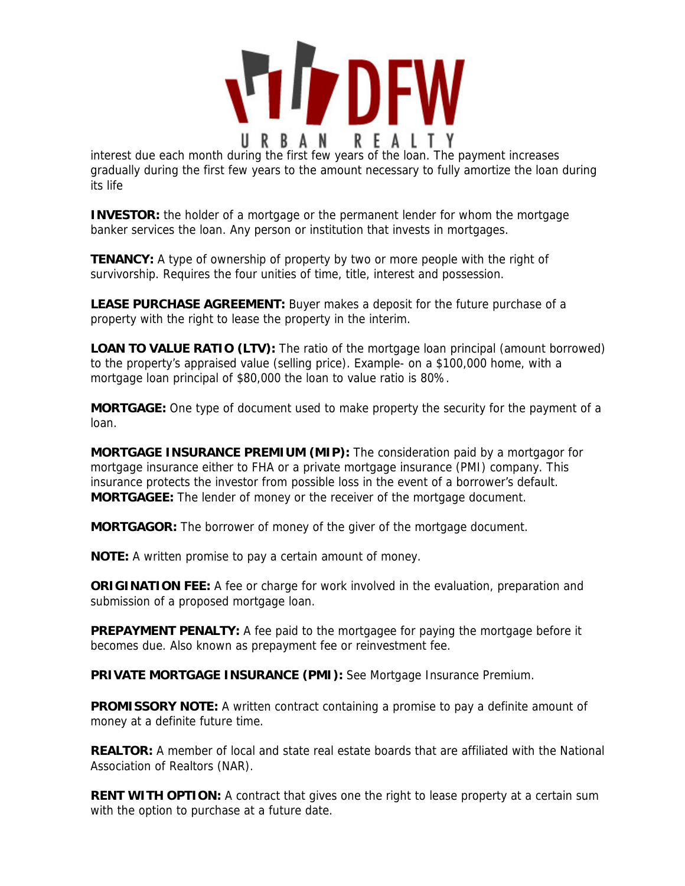interest due each month during the first few years of the loan. The payment increases gradually during the first few years to the amount necessary to fully amortize the loan during its life

**INVESTOR:** the holder of a mortgage or the permanent lender for whom the mortgage banker services the loan. Any person or institution that invests in mortgages.

**TENANCY:** A type of ownership of property by two or more people with the right of survivorship. Requires the four unities of time, title, interest and possession.

**LEASE PURCHASE AGREEMENT:** Buyer makes a deposit for the future purchase of a property with the right to lease the property in the interim.

**LOAN TO VALUE RATIO (LTV):** The ratio of the mortgage loan principal (amount borrowed) to the property's appraised value (selling price). Example- on a $100,000 home, with a mortgage loan principal of $80,000 the loan to value ratio is 80%.

**MORTGAGE:** One type of document used to make property the security for the payment of a loan.

**MORTGAGE INSURANCE PREMIUM (MIP):** The consideration paid by a mortgagor for mortgage insurance either to FHA or a private mortgage insurance (PMI) company. This insurance protects the investor from possible loss in the event of a borrower's default.
**MORTGAGEE:** The lender of money or the receiver of the mortgage document.

**MORTGAGOR:** The borrower of money of the giver of the mortgage document.

**NOTE:** A written promise to pay a certain amount of money.

**ORIGINATION FEE:** A fee or charge for work involved in the evaluation, preparation and submission of a proposed mortgage loan.

**PREPAYMENT PENALTY:** A fee paid to the mortgagee for paying the mortgage before it becomes due. Also known as prepayment fee or reinvestment fee.

**PRIVATE MORTGAGE INSURANCE (PMI):** See Mortgage Insurance Premium.

**PROMISSORY NOTE:** A written contract containing a promise to pay a definite amount of money at a definite future time.

**REALTOR:** A member of local and state real estate boards that are affiliated with the National Association of Realtors (NAR).

**RENT WITH OPTION:** A contract that gives one the right to lease property at a certain sum with the option to purchase at a future date.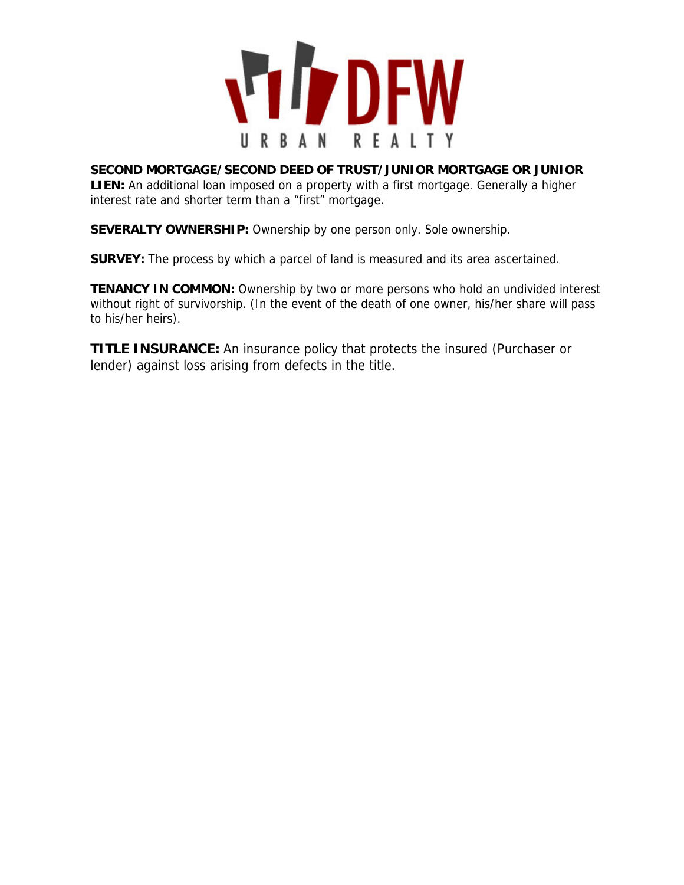**SECOND MORTGAGE/SECOND DEED OF TRUST/JUNIOR MORTGAGE OR JUNIOR LIEN:** An additional loan imposed on a property with a first mortgage. Generally a higher interest rate and shorter term than a "first" mortgage.

**SEVERALTY OWNERSHIP:** Ownership by one person only. Sole ownership.

**SURVEY:** The process by which a parcel of land is measured and its area ascertained.

**TENANCY IN COMMON:** Ownership by two or more persons who hold an undivided interest without right of survivorship. (In the event of the death of one owner, his/her share will pass to his/her heirs).

**TITLE INSURANCE:** An insurance policy that protects the insured (Purchaser or lender) against loss arising from defects in the title.